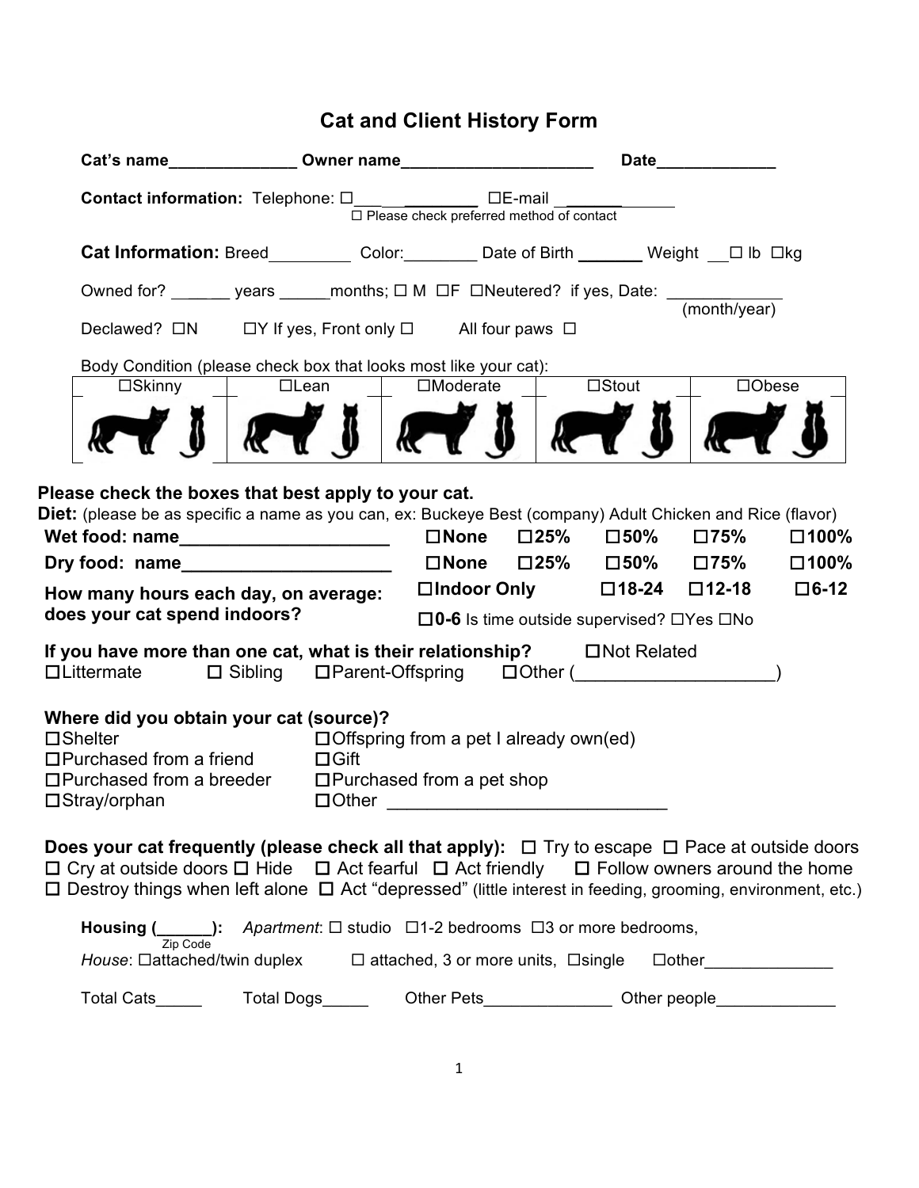# Cat and Client History Form

**Cat's name**______________ **Owner name**_____________________ **Date**_____________

**Contact information:** Telephone: ☐___ ________ ☐E-mail ____________
☐ Please check preferred method of contact

**Cat Information:** Breed_________ Color:________ Date of Birth _______ Weight __☐ lb ☐kg

Owned for? _______ years ______months; ☐ M ☐F ☐Neutered? if yes, Date: ____________ (month/year)

Declawed? ☐N ☐Y If yes, Front only ☐ All four paws ☐

Body Condition (please check box that looks most like your cat):

| ☐Skinny | ☐Lean | ☐Moderate | ☐Stout | ☐Obese |
|---|---|---|---|---|
| | | | | |

**Please check the boxes that best apply to your cat.**

**Diet:** (please be as specific a name as you can, ex: Buckeye Best (company) Adult Chicken and Rice (flavor)

| | | | | | |
|---|---|---|---|---|---|
| **Wet food: name**_____________________ | **☐None** | **☐25%** | **☐50%** | **☐75%** | **☐100%** |
| **Dry food: name**_____________________ | **☐None** | **☐25%** | **☐50%** | **☐75%** | **☐100%** |

**How many hours each day, on average: does your cat spend indoors?** **☐Indoor Only** **☐18-24** **☐12-18** **☐6-12** **☐0-6** Is time outside supervised? ☐Yes ☐No

**If you have more than one cat, what is their relationship?** ☐Not Related ☐Littermate ☐ Sibling ☐Parent-Offspring ☐Other (____________________)

**Where did you obtain your cat (source)?**

☐Shelter ☐Offspring from a pet I already own(ed)
☐Purchased from a friend ☐Gift
☐Purchased from a breeder ☐Purchased from a pet shop
☐Stray/orphan ☐Other ____________________________

**Does your cat frequently (please check all that apply):** ☐ Try to escape ☐ Pace at outside doors ☐ Cry at outside doors ☐ Hide ☐ Act fearful ☐ Act friendly ☐ Follow owners around the home ☐ Destroy things when left alone ☐ Act "depressed" (little interest in feeding, grooming, environment, etc.)

**Housing (______):** *Apartment*: ☐ studio ☐1-2 bedrooms ☐3 or more bedrooms,
Zip Code

*House*: ☐attached/twin duplex ☐ attached, 3 or more units, ☐single ☐other______________

Total Cats_____ Total Dogs_____ Other Pets______________ Other people_____________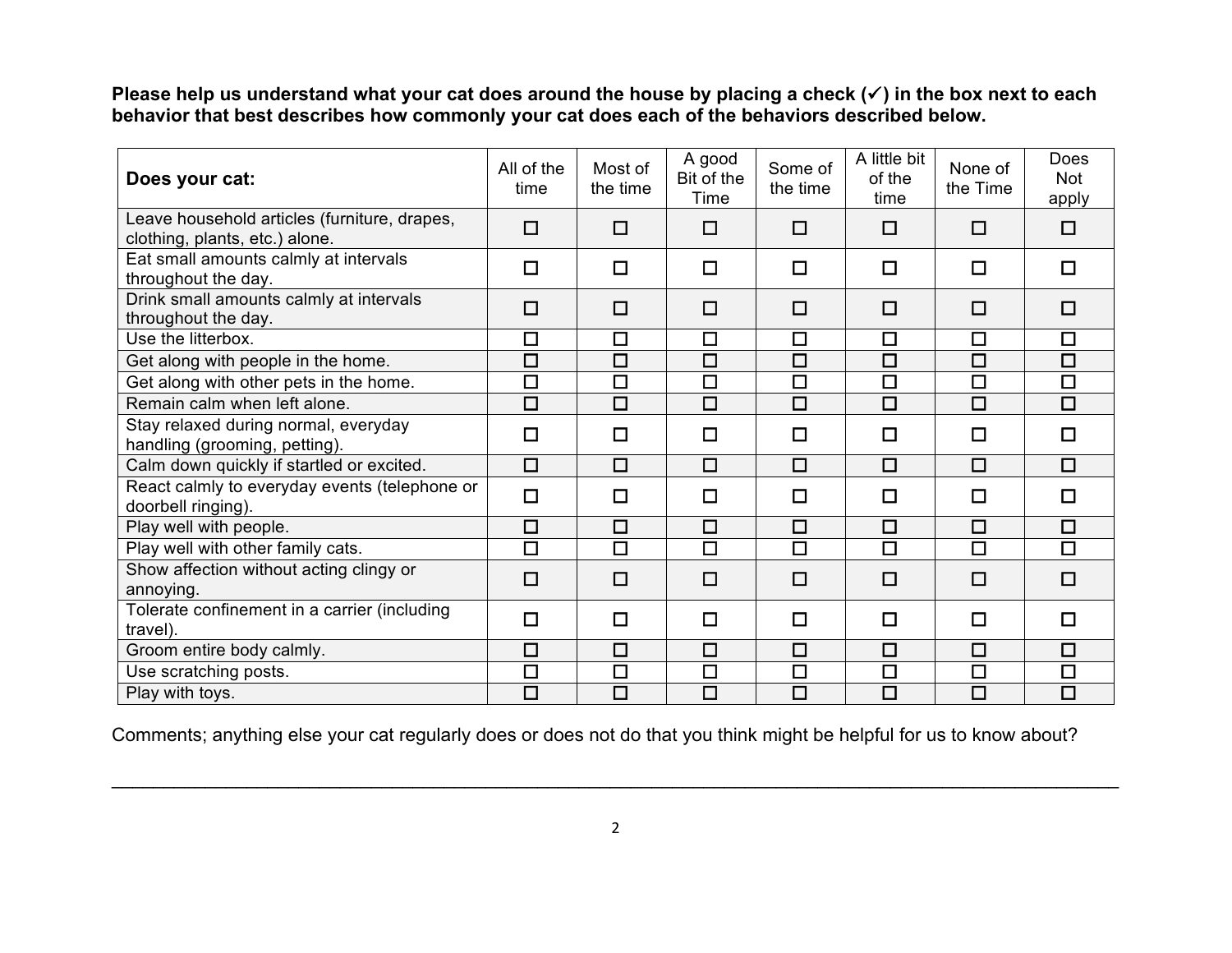**Please help us understand what your cat does around the house by placing a check (✓) in the box next to each behavior that best describes how commonly your cat does each of the behaviors described below.**

| Does your cat: | All of the time | Most of the time | A good Bit of the Time | Some of the time | A little bit of the time | None of the Time | Does Not apply |
|---|---|---|---|---|---|---|---|
| Leave household articles (furniture, drapes, clothing, plants, etc.) alone. | ☐ | ☐ | ☐ | ☐ | ☐ | ☐ | ☐ |
| Eat small amounts calmly at intervals throughout the day. | ☐ | ☐ | ☐ | ☐ | ☐ | ☐ | ☐ |
| Drink small amounts calmly at intervals throughout the day. | ☐ | ☐ | ☐ | ☐ | ☐ | ☐ | ☐ |
| Use the litterbox. | ☐ | ☐ | ☐ | ☐ | ☐ | ☐ | ☐ |
| Get along with people in the home. | ☐ | ☐ | ☐ | ☐ | ☐ | ☐ | ☐ |
| Get along with other pets in the home. | ☐ | ☐ | ☐ | ☐ | ☐ | ☐ | ☐ |
| Remain calm when left alone. | ☐ | ☐ | ☐ | ☐ | ☐ | ☐ | ☐ |
| Stay relaxed during normal, everyday handling (grooming, petting). | ☐ | ☐ | ☐ | ☐ | ☐ | ☐ | ☐ |
| Calm down quickly if startled or excited. | ☐ | ☐ | ☐ | ☐ | ☐ | ☐ | ☐ |
| React calmly to everyday events (telephone or doorbell ringing). | ☐ | ☐ | ☐ | ☐ | ☐ | ☐ | ☐ |
| Play well with people. | ☐ | ☐ | ☐ | ☐ | ☐ | ☐ | ☐ |
| Play well with other family cats. | ☐ | ☐ | ☐ | ☐ | ☐ | ☐ | ☐ |
| Show affection without acting clingy or annoying. | ☐ | ☐ | ☐ | ☐ | ☐ | ☐ | ☐ |
| Tolerate confinement in a carrier (including travel). | ☐ | ☐ | ☐ | ☐ | ☐ | ☐ | ☐ |
| Groom entire body calmly. | ☐ | ☐ | ☐ | ☐ | ☐ | ☐ | ☐ |
| Use scratching posts. | ☐ | ☐ | ☐ | ☐ | ☐ | ☐ | ☐ |
| Play with toys. | ☐ | ☐ | ☐ | ☐ | ☐ | ☐ | ☐ |

Comments; anything else your cat regularly does or does not do that you think might be helpful for us to know about?

______________________________________________________________________________________________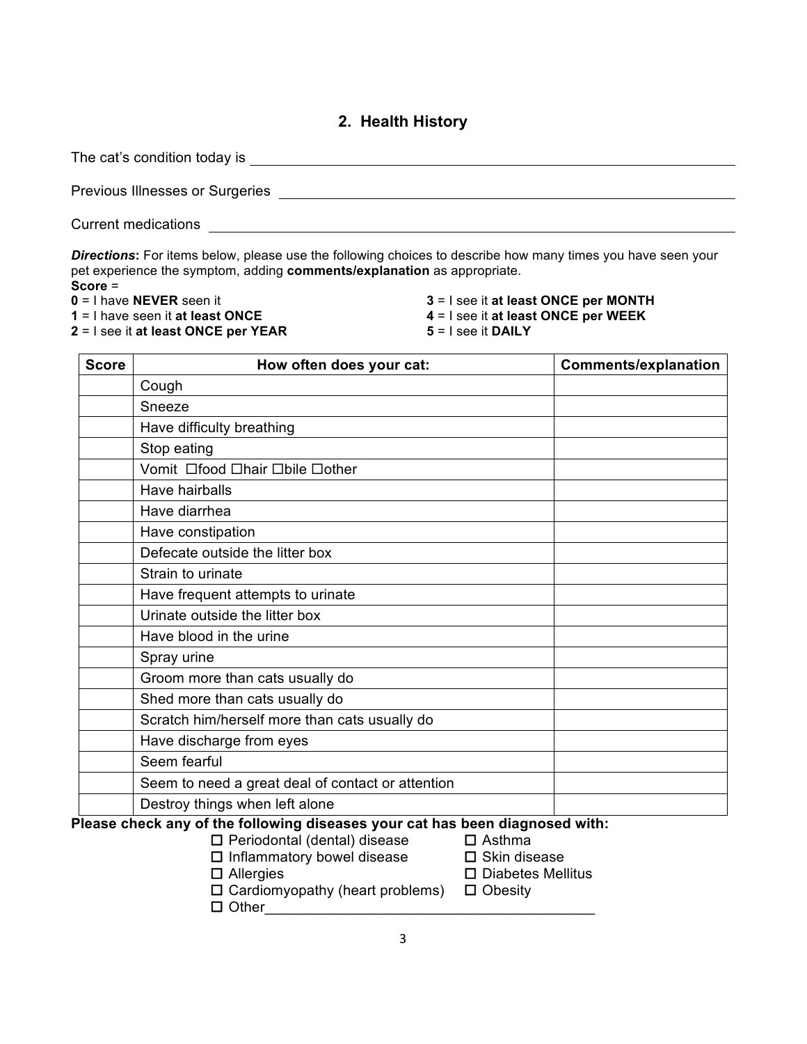## 2. Health History

The cat's condition today is ______________________________

Previous Illnesses or Surgeries ______________________________

Current medications ______________________________

***Directions*:** For items below, please use the following choices to describe how many times you have seen your pet experience the symptom, adding **comments/explanation** as appropriate.

**Score** =

**0** = I have **NEVER** seen it

**1** = I have seen it **at least ONCE**

**2** = I see it **at least ONCE per YEAR**

**3** = I see it **at least ONCE per MONTH**

**4** = I see it **at least ONCE per WEEK**

**5** = I see it **DAILY**

| Score | How often does your cat: | Comments/explanation |
|---|---|---|
| | Cough | |
| | Sneeze | |
| | Have difficulty breathing | |
| | Stop eating | |
| | Vomit ☐food ☐hair ☐bile ☐other | |
| | Have hairballs | |
| | Have diarrhea | |
| | Have constipation | |
| | Defecate outside the litter box | |
| | Strain to urinate | |
| | Have frequent attempts to urinate | |
| | Urinate outside the litter box | |
| | Have blood in the urine | |
| | Spray urine | |
| | Groom more than cats usually do | |
| | Shed more than cats usually do | |
| | Scratch him/herself more than cats usually do | |
| | Have discharge from eyes | |
| | Seem fearful | |
| | Seem to need a great deal of contact or attention | |
| | Destroy things when left alone | |

**Please check any of the following diseases your cat has been diagnosed with:**

- ☐ Periodontal (dental) disease
- ☐ Asthma
- ☐ Inflammatory bowel disease
- ☐ Skin disease
- ☐ Allergies
- ☐ Diabetes Mellitus
- ☐ Cardiomyopathy (heart problems)
- ☐ Obesity
- ☐ Other______________________________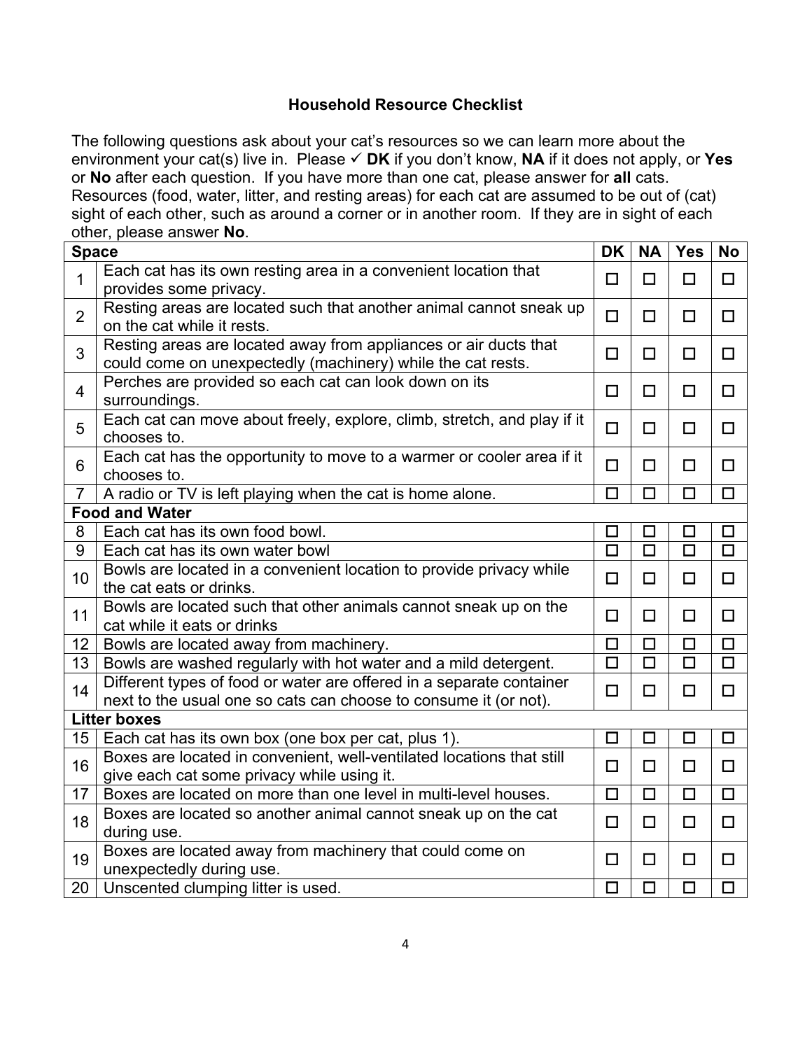## Household Resource Checklist

The following questions ask about your cat's resources so we can learn more about the environment your cat(s) live in. Please ✓ **DK** if you don't know, **NA** if it does not apply, or **Yes** or **No** after each question. If you have more than one cat, please answer for **all** cats. Resources (food, water, litter, and resting areas) for each cat are assumed to be out of (cat) sight of each other, such as around a corner or in another room. If they are in sight of each other, please answer **No**.

| **Space** | | **DK** | **NA** | **Yes** | **No** |
|---|---|---|---|---|---|
| 1 | Each cat has its own resting area in a convenient location that provides some privacy. | ☐ | ☐ | ☐ | ☐ |
| 2 | Resting areas are located such that another animal cannot sneak up on the cat while it rests. | ☐ | ☐ | ☐ | ☐ |
| 3 | Resting areas are located away from appliances or air ducts that could come on unexpectedly (machinery) while the cat rests. | ☐ | ☐ | ☐ | ☐ |
| 4 | Perches are provided so each cat can look down on its surroundings. | ☐ | ☐ | ☐ | ☐ |
| 5 | Each cat can move about freely, explore, climb, stretch, and play if it chooses to. | ☐ | ☐ | ☐ | ☐ |
| 6 | Each cat has the opportunity to move to a warmer or cooler area if it chooses to. | ☐ | ☐ | ☐ | ☐ |
| 7 | A radio or TV is left playing when the cat is home alone. | ☐ | ☐ | ☐ | ☐ |
| **Food and Water** | | | | | |
| 8 | Each cat has its own food bowl. | ☐ | ☐ | ☐ | ☐ |
| 9 | Each cat has its own water bowl | ☐ | ☐ | ☐ | ☐ |
| 10 | Bowls are located in a convenient location to provide privacy while the cat eats or drinks. | ☐ | ☐ | ☐ | ☐ |
| 11 | Bowls are located such that other animals cannot sneak up on the cat while it eats or drinks | ☐ | ☐ | ☐ | ☐ |
| 12 | Bowls are located away from machinery. | ☐ | ☐ | ☐ | ☐ |
| 13 | Bowls are washed regularly with hot water and a mild detergent. | ☐ | ☐ | ☐ | ☐ |
| 14 | Different types of food or water are offered in a separate container next to the usual one so cats can choose to consume it (or not). | ☐ | ☐ | ☐ | ☐ |
| **Litter boxes** | | | | | |
| 15 | Each cat has its own box (one box per cat, plus 1). | ☐ | ☐ | ☐ | ☐ |
| 16 | Boxes are located in convenient, well-ventilated locations that still give each cat some privacy while using it. | ☐ | ☐ | ☐ | ☐ |
| 17 | Boxes are located on more than one level in multi-level houses. | ☐ | ☐ | ☐ | ☐ |
| 18 | Boxes are located so another animal cannot sneak up on the cat during use. | ☐ | ☐ | ☐ | ☐ |
| 19 | Boxes are located away from machinery that could come on unexpectedly during use. | ☐ | ☐ | ☐ | ☐ |
| 20 | Unscented clumping litter is used. | ☐ | ☐ | ☐ | ☐ |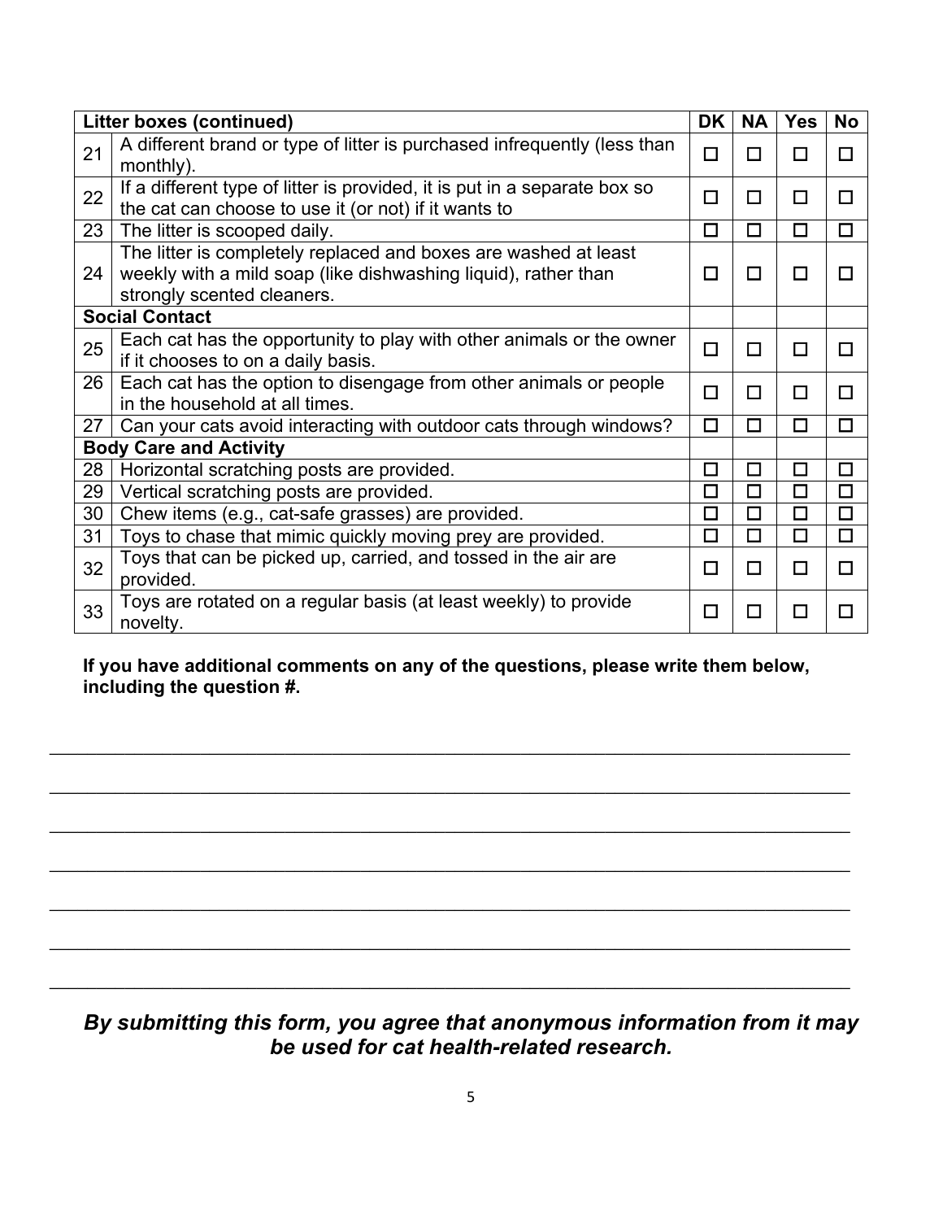| Litter boxes (continued) | | DK | NA | Yes | No |
|---|---|---|---|---|---|
| 21 | A different brand or type of litter is purchased infrequently (less than monthly). | ☐ | ☐ | ☐ | ☐ |
| 22 | If a different type of litter is provided, it is put in a separate box so the cat can choose to use it (or not) if it wants to | ☐ | ☐ | ☐ | ☐ |
| 23 | The litter is scooped daily. | ☐ | ☐ | ☐ | ☐ |
| 24 | The litter is completely replaced and boxes are washed at least weekly with a mild soap (like dishwashing liquid), rather than strongly scented cleaners. | ☐ | ☐ | ☐ | ☐ |
| **Social Contact** | | | | | |
| 25 | Each cat has the opportunity to play with other animals or the owner if it chooses to on a daily basis. | ☐ | ☐ | ☐ | ☐ |
| 26 | Each cat has the option to disengage from other animals or people in the household at all times. | ☐ | ☐ | ☐ | ☐ |
| 27 | Can your cats avoid interacting with outdoor cats through windows? | ☐ | ☐ | ☐ | ☐ |
| **Body Care and Activity** | | | | | |
| 28 | Horizontal scratching posts are provided. | ☐ | ☐ | ☐ | ☐ |
| 29 | Vertical scratching posts are provided. | ☐ | ☐ | ☐ | ☐ |
| 30 | Chew items (e.g., cat-safe grasses) are provided. | ☐ | ☐ | ☐ | ☐ |
| 31 | Toys to chase that mimic quickly moving prey are provided. | ☐ | ☐ | ☐ | ☐ |
| 32 | Toys that can be picked up, carried, and tossed in the air are provided. | ☐ | ☐ | ☐ | ☐ |
| 33 | Toys are rotated on a regular basis (at least weekly) to provide novelty. | ☐ | ☐ | ☐ | ☐ |

**If you have additional comments on any of the questions, please write them below, including the question #.**

_____________________________________________________________________________

_____________________________________________________________________________

_____________________________________________________________________________

_____________________________________________________________________________

_____________________________________________________________________________

_____________________________________________________________________________

_____________________________________________________________________________

***By submitting this form, you agree that anonymous information from it may be used for cat health-related research.***